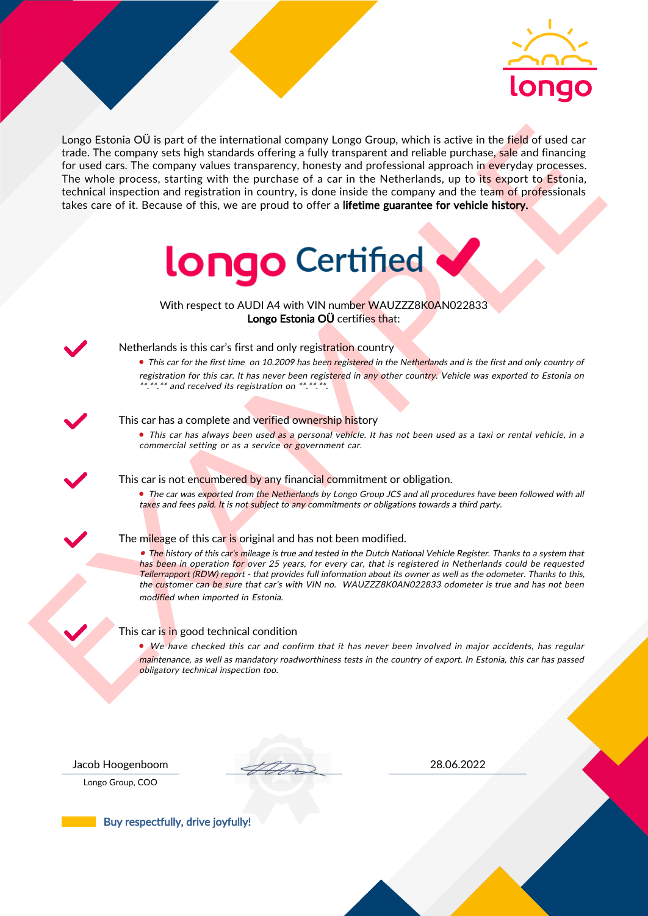longo

Longo Estonia OÜ is part of the international company Longo Group, which is active in the field of used car trade. The company sets high standards offering a fully transparent and reliable purchase, sale and financing for used cars. The company values transparency, honesty and professional approach in everyday processes. The whole process, starting with the purchase of a car in the Netherlands, up to its export to Estonia, technical inspection and registration in country, is done inside the company and the team of professionals takes care of it. Because of this, we are proud to offer a **lifetime guarantee for vehicle history.**

# longo Certified

With respect to AUDI A4 with VIN number WAUZZZ8K0AN022833
**Longo Estonia OÜ** certifies that:

## Netherlands is this car's first and only registration country

- *This car for the first time on 10.2009 has been registered in the Netherlands and is the first and only country of registration for this car. It has never been registered in any other country. Vehicle was exported to Estonia on \*\*.\*\*.\*\* and received its registration on \*\*.\*\*.\*\*.*

## This car has a complete and verified ownership history

- *This car has always been used as a personal vehicle. It has not been used as a taxi or rental vehicle, in a commercial setting or as a service or government car.*

## This car is not encumbered by any financial commitment or obligation.

- *The car was exported from the Netherlands by Longo Group JCS and all procedures have been followed with all taxes and fees paid. It is not subject to any commitments or obligations towards a third party.*

## The mileage of this car is original and has not been modified.

- *The history of this car's mileage is true and tested in the Dutch National Vehicle Register. Thanks to a system that has been in operation for over 25 years, for every car, that is registered in Netherlands could be requested Tellerrapport (RDW) report - that provides full information about its owner as well as the odometer. Thanks to this, the customer can be sure that car's with VIN no. WAUZZZ8K0AN022833 odometer is true and has not been modified when imported in Estonia.*

## This car is in good technical condition

- *We have checked this car and confirm that it has never been involved in major accidents, has regular maintenance, as well as mandatory roadworthiness tests in the country of export. In Estonia, this car has passed obligatory technical inspection too.*

Jacob Hoogenboom
Longo Group, COO

28.06.2022

**Buy respectfully, drive joyfully!**

EXAMPLE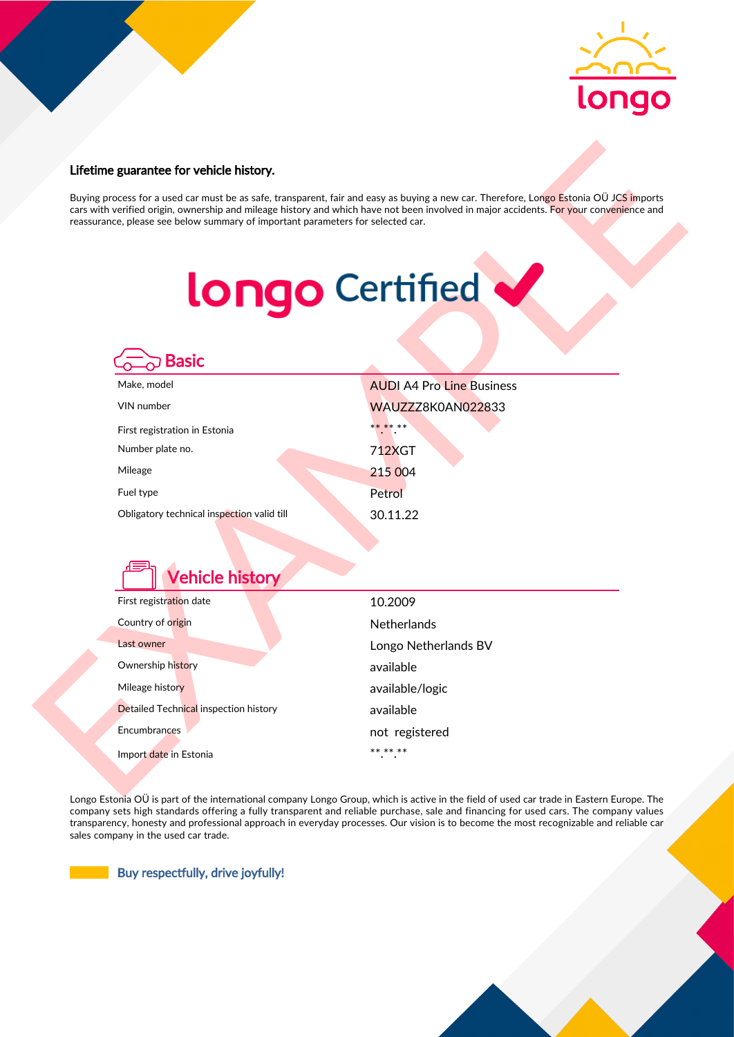longo

**Lifetime guarantee for vehicle history.**

Buying process for a used car must be as safe, transparent, fair and easy as buying a new car. Therefore, Longo Estonia OÜ JCS imports cars with verified origin, ownership and mileage history and which have not been involved in major accidents. For your convenience and reassurance, please see below summary of important parameters for selected car.

# longo Certified

EXAMPLE

## Basic

| | |
|---|---|
| Make, model | AUDI A4 Pro Line Business |
| VIN number | WAUZZZ8K0AN022833 |
| First registration in Estonia | **.**.** |
| Number plate no. | 712XGT |
| Mileage | 215 004 |
| Fuel type | Petrol |
| Obligatory technical inspection valid till | 30.11.22 |

## Vehicle history

| | |
|---|---|
| First registration date | 10.2009 |
| Country of origin | Netherlands |
| Last owner | Longo Netherlands BV |
| Ownership history | available |
| Mileage history | available/logic |
| Detailed Technical inspection history | available |
| Encumbrances | not registered |
| Import date in Estonia | **.**.** |

Longo Estonia OÜ is part of the international company Longo Group, which is active in the field of used car trade in Eastern Europe. The company sets high standards offering a fully transparent and reliable purchase, sale and financing for used cars. The company values transparency, honesty and professional approach in everyday processes. Our vision is to become the most recognizable and reliable car sales company in the used car trade.

Buy respectfully, drive joyfully!